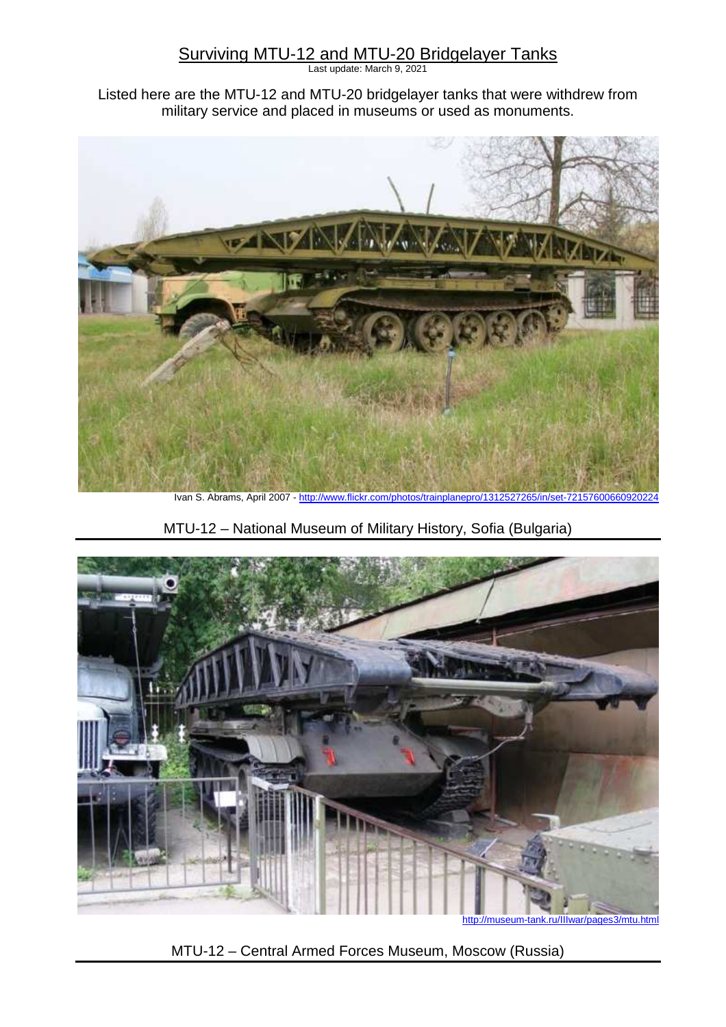# Surviving MTU-12 and MTU-20 Bridgelayer Tanks

Last update: March 9, 2021

Listed here are the MTU-12 and MTU-20 bridgelayer tanks that were withdrew from military service and placed in museums or used as monuments.

Ivan S. Abrams, April 2007 - http://www.flickr.com/photos/trainplanepro/1312527265/in/set-72157600660920224

MTU-12 – National Museum of Military History, Sofia (Bulgaria)

http://museum-tank.ru/IIIwar/pages3/mtu.html

MTU-12 – Central Armed Forces Museum, Moscow (Russia)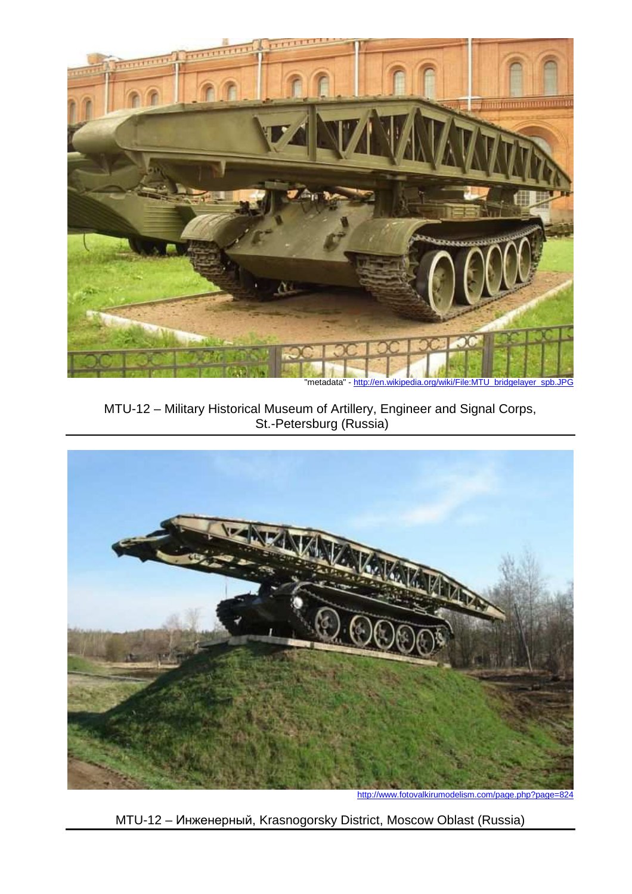"metadata" - http://en.wikipedia.org/wiki/File:MTU_bridgelayer_spb.JPG

MTU-12 – Military Historical Museum of Artillery, Engineer and Signal Corps, St.-Petersburg (Russia)

http://www.fotovalkirumodelism.com/page.php?page=824

MTU-12 – Инженерный, Krasnogorsky District, Moscow Oblast (Russia)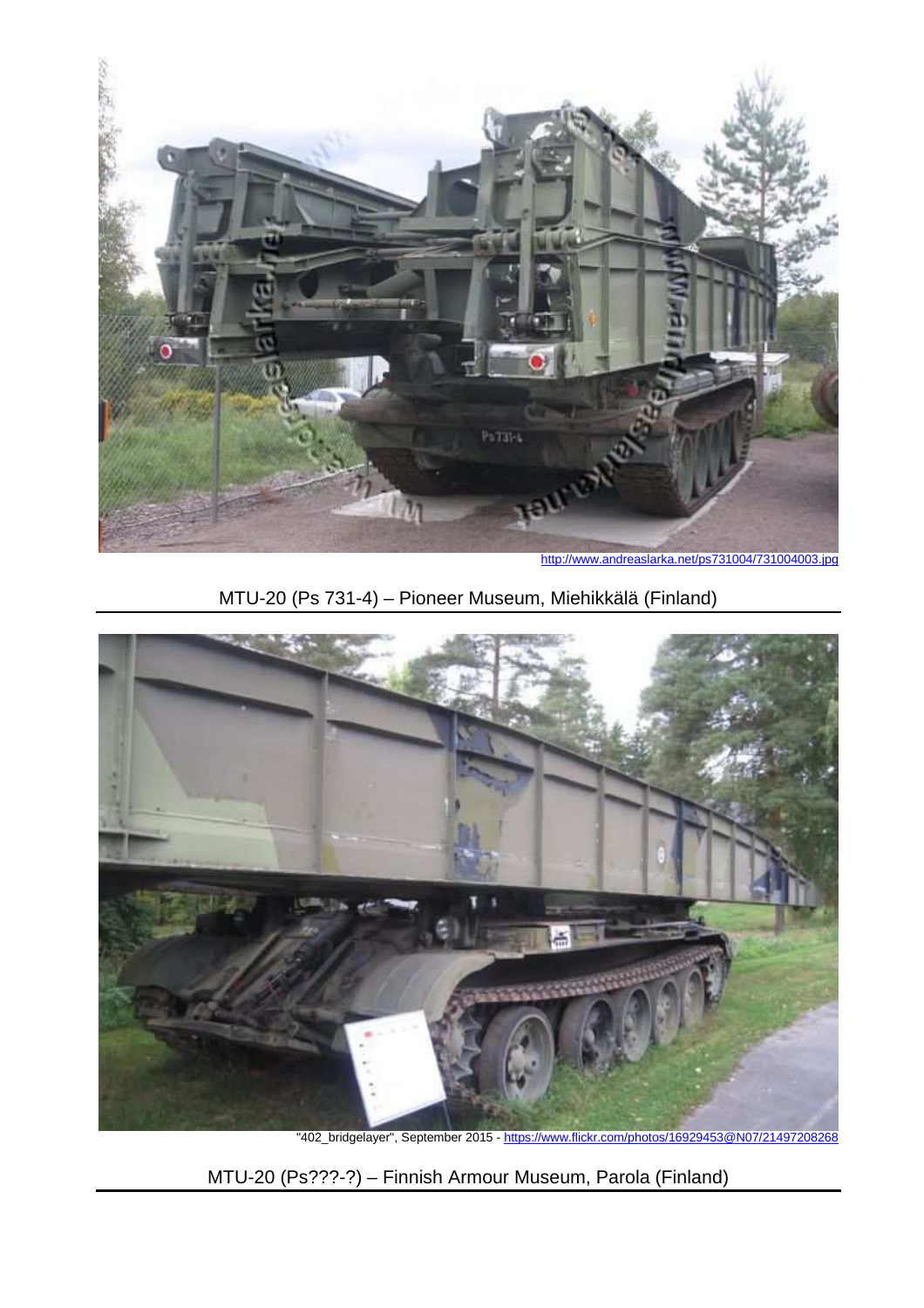http://www.andreaslarka.net/ps731004/731004003.jpg

MTU-20 (Ps 731-4) – Pioneer Museum, Miehikkälä (Finland)

"402_bridgelayer", September 2015 - https://www.flickr.com/photos/16929453@N07/21497208268

MTU-20 (Ps???-?) – Finnish Armour Museum, Parola (Finland)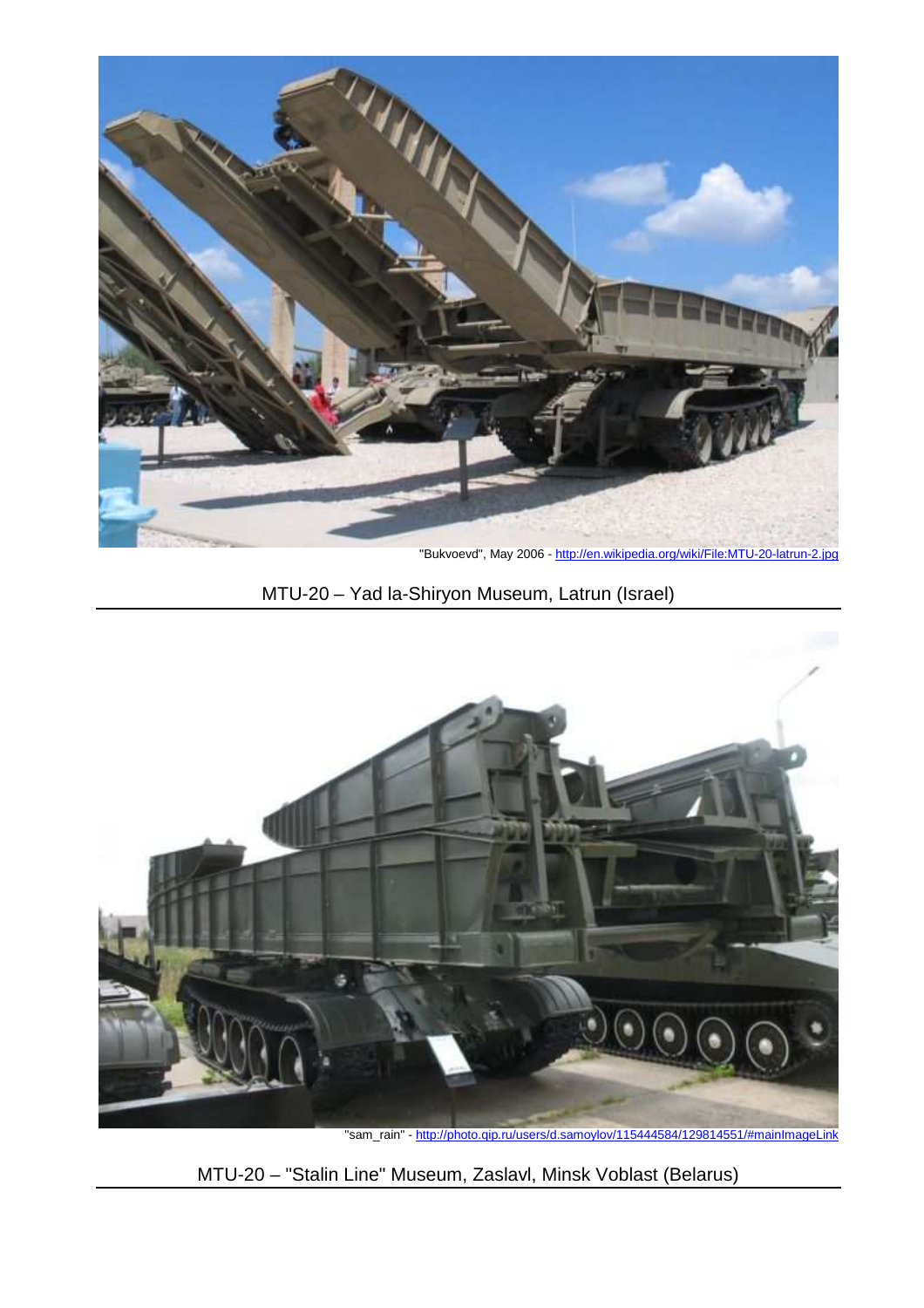"Bukvoevd", May 2006 - http://en.wikipedia.org/wiki/File:MTU-20-latrun-2.jpg

MTU-20 – Yad la-Shiryon Museum, Latrun (Israel)

"sam_rain" - http://photo.qip.ru/users/d.samoylov/115444584/129814551/#mainImageLink

MTU-20 – "Stalin Line" Museum, Zaslavl, Minsk Voblast (Belarus)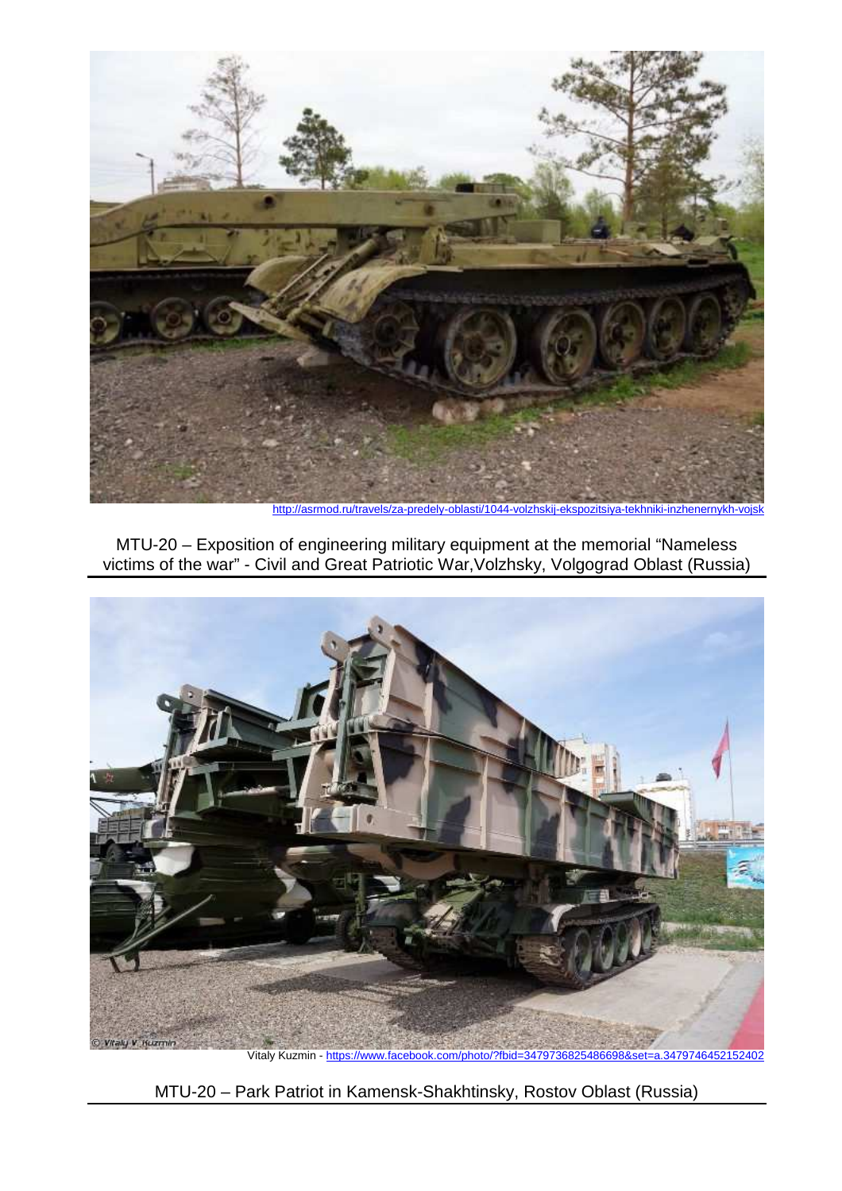http://asrmod.ru/travels/za-predely-oblasti/1044-volzhskij-ekspozitsiya-tekhniki-inzhenernykh-vojsk

MTU-20 – Exposition of engineering military equipment at the memorial “Nameless victims of the war” - Civil and Great Patriotic War,Volzhsky, Volgograd Oblast (Russia)

Vitaly Kuzmin - https://www.facebook.com/photo/?fbid=3479736825486698&set=a.3479746452152402

MTU-20 – Park Patriot in Kamensk-Shakhtinsky, Rostov Oblast (Russia)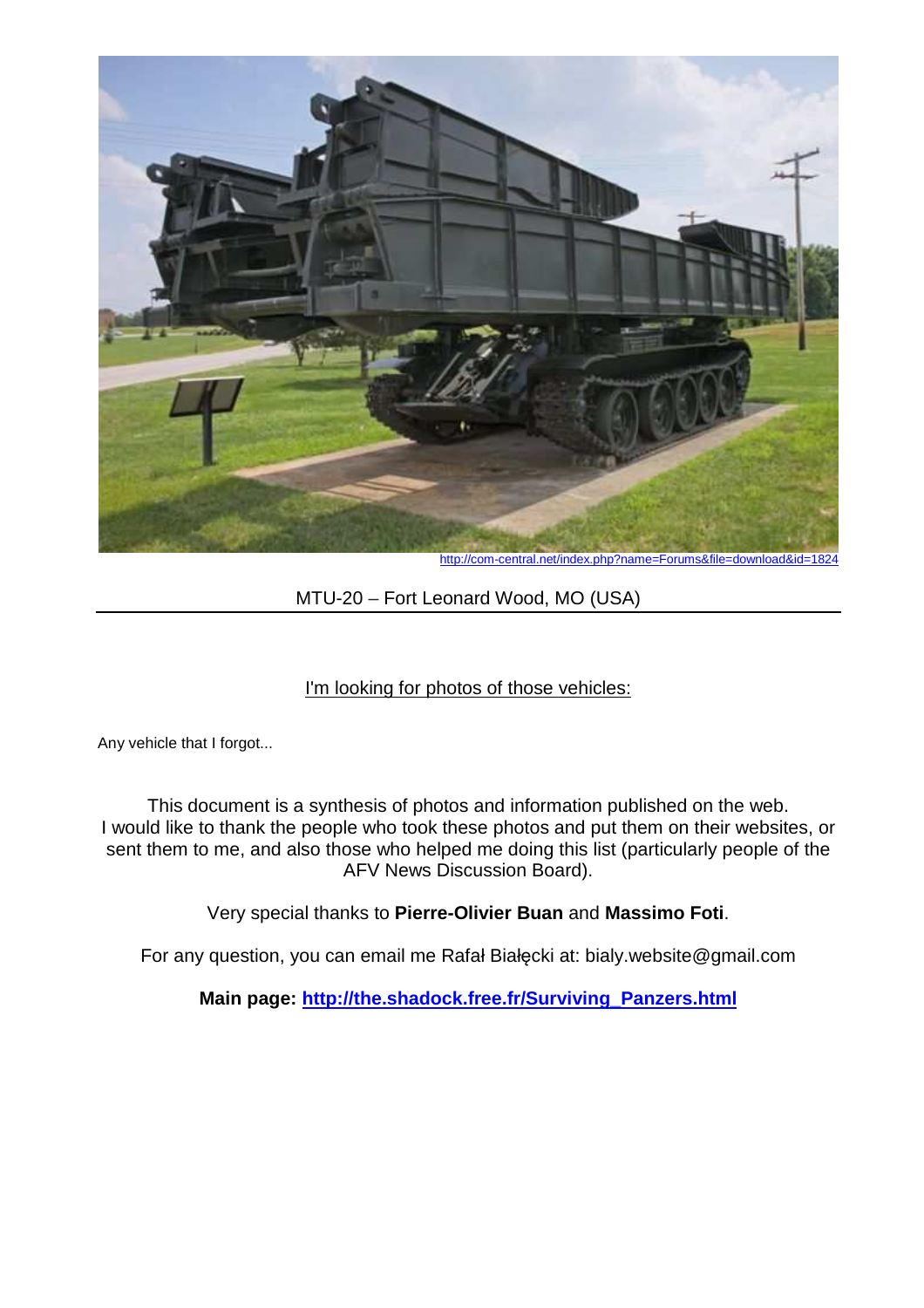http://com-central.net/index.php?name=Forums&file=download&id=1824

MTU-20 – Fort Leonard Wood, MO (USA)

I'm looking for photos of those vehicles:

Any vehicle that I forgot...

This document is a synthesis of photos and information published on the web.
I would like to thank the people who took these photos and put them on their websites, or sent them to me, and also those who helped me doing this list (particularly people of the AFV News Discussion Board).

Very special thanks to **Pierre-Olivier Buan** and **Massimo Foti**.

For any question, you can email me Rafał Białęcki at: bialy.website@gmail.com

**Main page: http://the.shadock.free.fr/Surviving_Panzers.html**